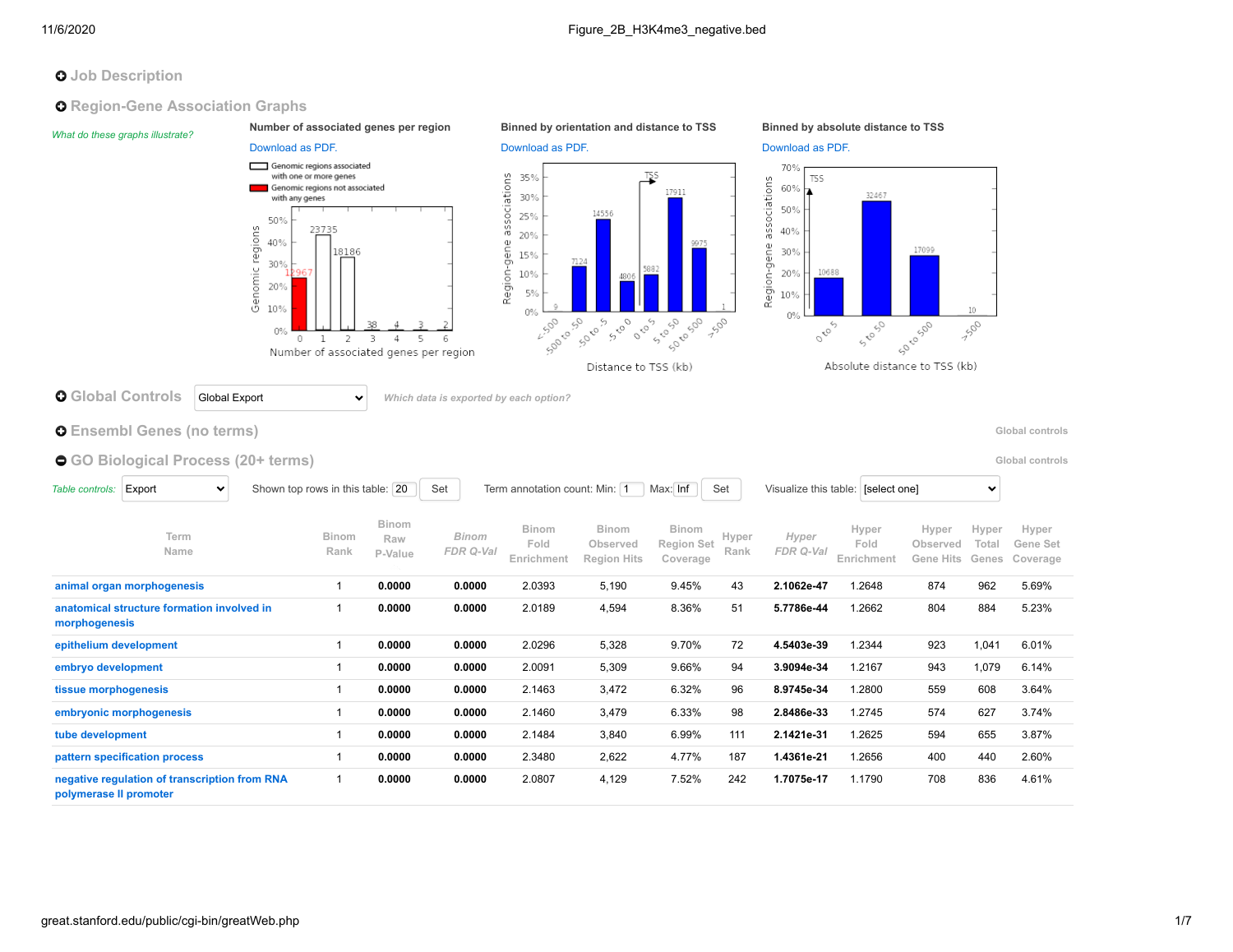## Job Description

## Region-Gene Association Graphs

*What do these graphs illustrate?*

**Number of associated genes per region**

Download as PDF.

Genomic regions associated with one or more genes

Genomic regions not associated with any genes

Genomic regions

50% 40% 30% 20% 10% 0%

12967 23735 18186 38 4 3 2

0 1 2 3 4 5 6

Number of associated genes per region

**Binned by orientation and distance to TSS**

Download as PDF.

Region-gene associations

35% 30% 25% 20% 15% 10% 5% 0%

TSS

9 7124 14556 4806 5882 17911 9975 1

<-500 -500 to -50 -50 to -5 -5 to 0 0 to 5 5 to 50 50 to 500 >500

Distance to TSS (kb)

**Binned by absolute distance to TSS**

Download as PDF.

Region-gene associations

70% 60% 50% 40% 30% 20% 10% 0%

TSS

10688 32467 17099 10

0 to 5 5 to 50 50 to 500 >500

Absolute distance to TSS (kb)

## Global Controls

Global Export

*Which data is exported by each option?*

## Ensembl Genes (no terms)

Global controls

## GO Biological Process (20+ terms)

Global controls

*Table controls:* Export | Shown top rows in this table: 20 Set | Term annotation count: Min: 1 Max: Inf Set | Visualize this table: [select one]

| Term Name | Binom Rank | Binom Raw P-Value | *Binom FDR Q-Val* | Binom Fold Enrichment | Binom Observed Region Hits | Binom Region Set Coverage | Hyper Rank | *Hyper FDR Q-Val* | Hyper Fold Enrichment | Hyper Observed Gene Hits | Hyper Total Genes | Hyper Gene Set Coverage |
|---|---|---|---|---|---|---|---|---|---|---|---|---|
| animal organ morphogenesis | 1 | **0.0000** | **0.0000** | 2.0393 | 5,190 | 9.45% | 43 | **2.1062e-47** | 1.2648 | 874 | 962 | 5.69% |
| anatomical structure formation involved in morphogenesis | 1 | **0.0000** | **0.0000** | 2.0189 | 4,594 | 8.36% | 51 | **5.7786e-44** | 1.2662 | 804 | 884 | 5.23% |
| epithelium development | 1 | **0.0000** | **0.0000** | 2.0296 | 5,328 | 9.70% | 72 | **4.5403e-39** | 1.2344 | 923 | 1,041 | 6.01% |
| embryo development | 1 | **0.0000** | **0.0000** | 2.0091 | 5,309 | 9.66% | 94 | **3.9094e-34** | 1.2167 | 943 | 1,079 | 6.14% |
| tissue morphogenesis | 1 | **0.0000** | **0.0000** | 2.1463 | 3,472 | 6.32% | 96 | **8.9745e-34** | 1.2800 | 559 | 608 | 3.64% |
| embryonic morphogenesis | 1 | **0.0000** | **0.0000** | 2.1460 | 3,479 | 6.33% | 98 | **2.8486e-33** | 1.2745 | 574 | 627 | 3.74% |
| tube development | 1 | **0.0000** | **0.0000** | 2.1484 | 3,840 | 6.99% | 111 | **2.1421e-31** | 1.2625 | 594 | 655 | 3.87% |
| pattern specification process | 1 | **0.0000** | **0.0000** | 2.3480 | 2,622 | 4.77% | 187 | **1.4361e-21** | 1.2656 | 400 | 440 | 2.60% |
| negative regulation of transcription from RNA polymerase II promoter | 1 | **0.0000** | **0.0000** | 2.0807 | 4,129 | 7.52% | 242 | **1.7075e-17** | 1.1790 | 708 | 836 | 4.61% |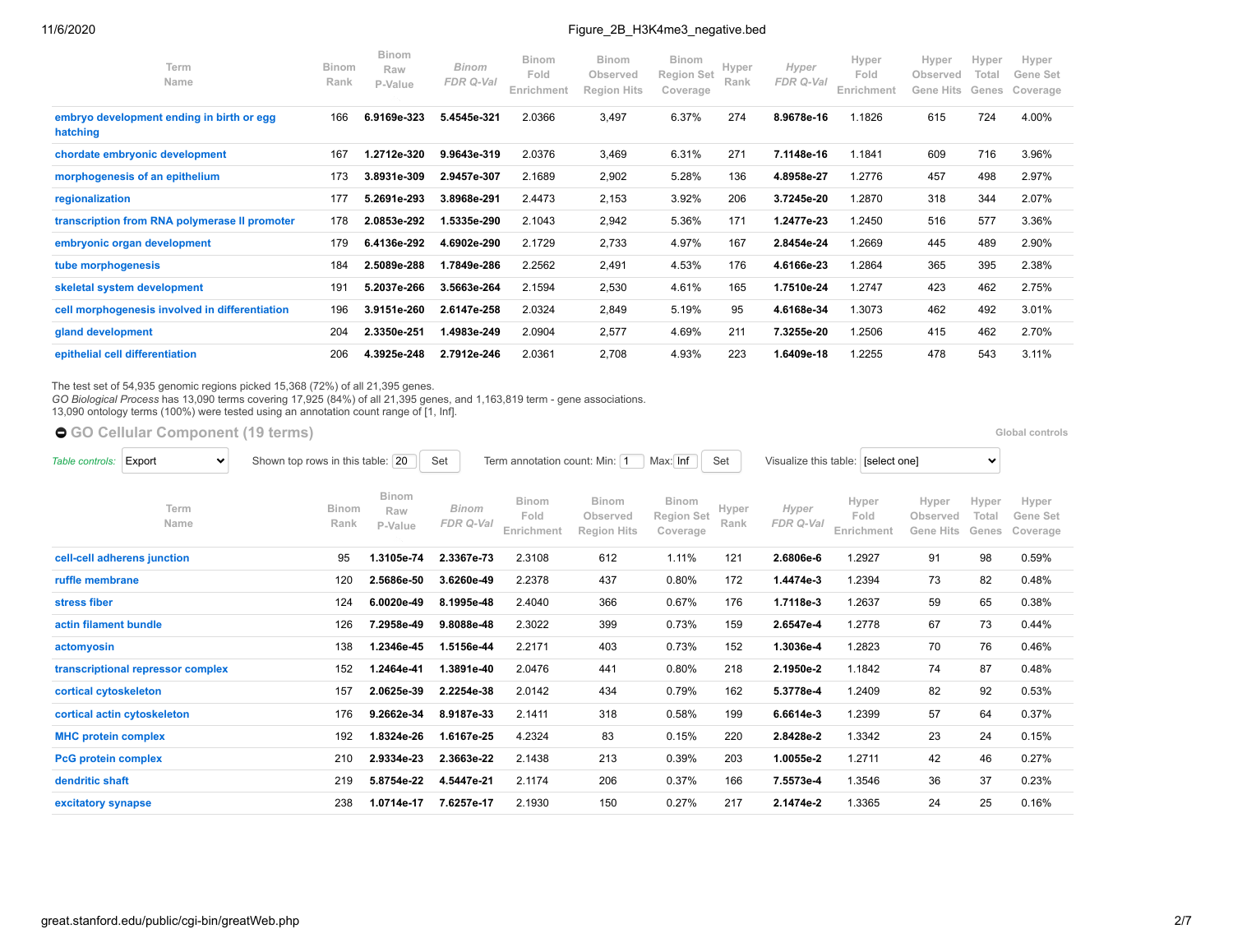| Term Name | Binom Rank | Binom Raw P-Value | *Binom FDR Q-Val* | Binom Fold Enrichment | Binom Observed Region Hits | Binom Region Set Coverage | Hyper Rank | *Hyper FDR Q-Val* | Hyper Fold Enrichment | Hyper Observed Gene Hits | Hyper Total Genes | Hyper Gene Set Coverage |
|---|---|---|---|---|---|---|---|---|---|---|---|---|
| embryo development ending in birth or egg hatching | 166 | **6.9169e-323** | **5.4545e-321** | 2.0366 | 3,497 | 6.37% | 274 | **8.9678e-16** | 1.1826 | 615 | 724 | 4.00% |
| chordate embryonic development | 167 | **1.2712e-320** | **9.9643e-319** | 2.0376 | 3,469 | 6.31% | 271 | **7.1148e-16** | 1.1841 | 609 | 716 | 3.96% |
| morphogenesis of an epithelium | 173 | **3.8931e-309** | **2.9457e-307** | 2.1689 | 2,902 | 5.28% | 136 | **4.8958e-27** | 1.2776 | 457 | 498 | 2.97% |
| regionalization | 177 | **5.2691e-293** | **3.8968e-291** | 2.4473 | 2,153 | 3.92% | 206 | **3.7245e-20** | 1.2870 | 318 | 344 | 2.07% |
| transcription from RNA polymerase II promoter | 178 | **2.0853e-292** | **1.5335e-290** | 2.1043 | 2,942 | 5.36% | 171 | **1.2477e-23** | 1.2450 | 516 | 577 | 3.36% |
| embryonic organ development | 179 | **6.4136e-292** | **4.6902e-290** | 2.1729 | 2,733 | 4.97% | 167 | **2.8454e-24** | 1.2669 | 445 | 489 | 2.90% |
| tube morphogenesis | 184 | **2.5089e-288** | **1.7849e-286** | 2.2562 | 2,491 | 4.53% | 176 | **4.6166e-23** | 1.2864 | 365 | 395 | 2.38% |
| skeletal system development | 191 | **5.2037e-266** | **3.5663e-264** | 2.1594 | 2,530 | 4.61% | 165 | **1.7510e-24** | 1.2747 | 423 | 462 | 2.75% |
| cell morphogenesis involved in differentiation | 196 | **3.9151e-260** | **2.6147e-258** | 2.0324 | 2,849 | 5.19% | 95 | **4.6168e-34** | 1.3073 | 462 | 492 | 3.01% |
| gland development | 204 | **2.3350e-251** | **1.4983e-249** | 2.0904 | 2,577 | 4.69% | 211 | **7.3255e-20** | 1.2506 | 415 | 462 | 2.70% |
| epithelial cell differentiation | 206 | **4.3925e-248** | **2.7912e-246** | 2.0361 | 2,708 | 4.93% | 223 | **1.6409e-18** | 1.2255 | 478 | 543 | 3.11% |

The test set of 54,935 genomic regions picked 15,368 (72%) of all 21,395 genes.
*GO Biological Process* has 13,090 terms covering 17,925 (84%) of all 21,395 genes, and 1,163,819 term - gene associations.
13,090 ontology terms (100%) were tested using an annotation count range of [1, Inf].

## GO Cellular Component (19 terms)

Global controls

*Table controls:* Export | Shown top rows in this table: 20 Set | Term annotation count: Min: 1 Max: Inf Set | Visualize this table: [select one]

| Term Name | Binom Rank | Binom Raw P-Value | *Binom FDR Q-Val* | Binom Fold Enrichment | Binom Observed Region Hits | Binom Region Set Coverage | Hyper Rank | *Hyper FDR Q-Val* | Hyper Fold Enrichment | Hyper Observed Gene Hits | Hyper Total Genes | Hyper Gene Set Coverage |
|---|---|---|---|---|---|---|---|---|---|---|---|---|
| cell-cell adherens junction | 95 | **1.3105e-74** | **2.3367e-73** | 2.3108 | 612 | 1.11% | 121 | **2.6806e-6** | 1.2927 | 91 | 98 | 0.59% |
| ruffle membrane | 120 | **2.5686e-50** | **3.6260e-49** | 2.2378 | 437 | 0.80% | 172 | **1.4474e-3** | 1.2394 | 73 | 82 | 0.48% |
| stress fiber | 124 | **6.0020e-49** | **8.1995e-48** | 2.4040 | 366 | 0.67% | 176 | **1.7118e-3** | 1.2637 | 59 | 65 | 0.38% |
| actin filament bundle | 126 | **7.2958e-49** | **9.8088e-48** | 2.3022 | 399 | 0.73% | 159 | **2.6547e-4** | 1.2778 | 67 | 73 | 0.44% |
| actomyosin | 138 | **1.2346e-45** | **1.5156e-44** | 2.2171 | 403 | 0.73% | 152 | **1.3036e-4** | 1.2823 | 70 | 76 | 0.46% |
| transcriptional repressor complex | 152 | **1.2464e-41** | **1.3891e-40** | 2.0476 | 441 | 0.80% | 218 | **2.1950e-2** | 1.1842 | 74 | 87 | 0.48% |
| cortical cytoskeleton | 157 | **2.0625e-39** | **2.2254e-38** | 2.0142 | 434 | 0.79% | 162 | **5.3778e-4** | 1.2409 | 82 | 92 | 0.53% |
| cortical actin cytoskeleton | 176 | **9.2662e-34** | **8.9187e-33** | 2.1411 | 318 | 0.58% | 199 | **6.6614e-3** | 1.2399 | 57 | 64 | 0.37% |
| MHC protein complex | 192 | **1.8324e-26** | **1.6167e-25** | 4.2324 | 83 | 0.15% | 220 | **2.8428e-2** | 1.3342 | 23 | 24 | 0.15% |
| PcG protein complex | 210 | **2.9334e-23** | **2.3663e-22** | 2.1438 | 213 | 0.39% | 203 | **1.0055e-2** | 1.2711 | 42 | 46 | 0.27% |
| dendritic shaft | 219 | **5.8754e-22** | **4.5447e-21** | 2.1174 | 206 | 0.37% | 166 | **7.5573e-4** | 1.3546 | 36 | 37 | 0.23% |
| excitatory synapse | 238 | **1.0714e-17** | **7.6257e-17** | 2.1930 | 150 | 0.27% | 217 | **2.1474e-2** | 1.3365 | 24 | 25 | 0.16% |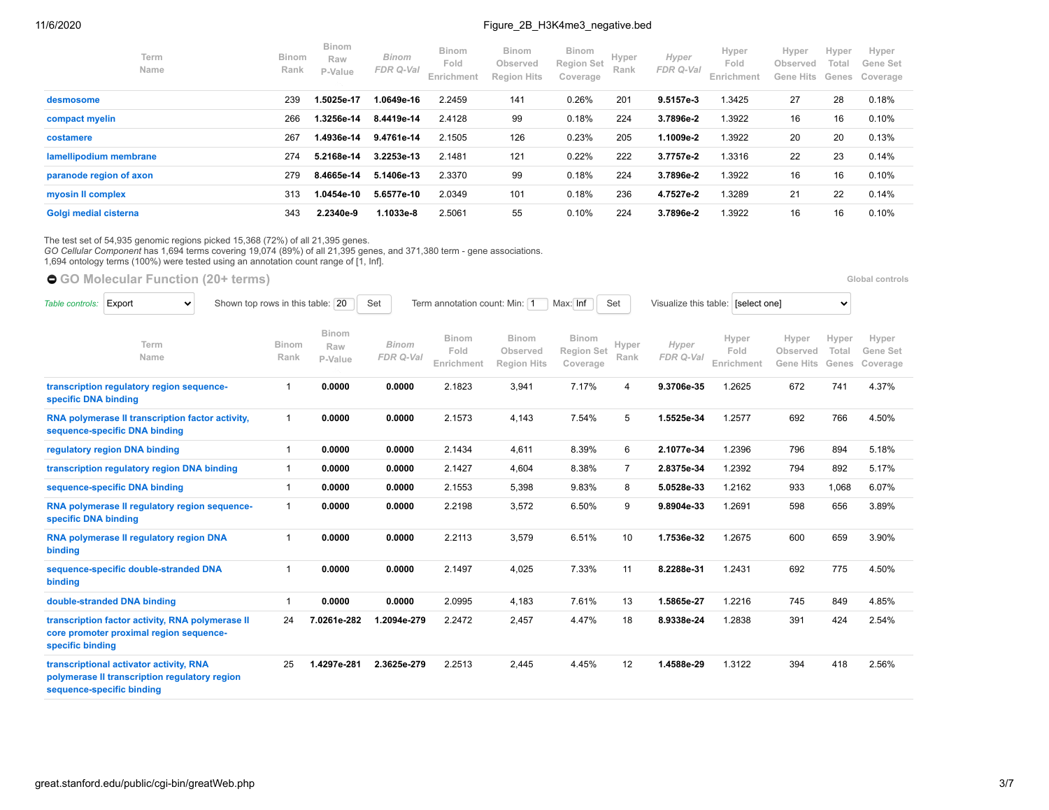| Term Name | Binom Rank | Binom Raw P-Value | *Binom FDR Q-Val* | Binom Fold Enrichment | Binom Observed Region Hits | Binom Region Set Coverage | Hyper Rank | *Hyper FDR Q-Val* | Hyper Fold Enrichment | Hyper Observed Gene Hits | Hyper Total Genes | Hyper Gene Set Coverage |
|---|---|---|---|---|---|---|---|---|---|---|---|---|
| desmosome | 239 | **1.5025e-17** | **1.0649e-16** | 2.2459 | 141 | 0.26% | 201 | **9.5157e-3** | 1.3425 | 27 | 28 | 0.18% |
| compact myelin | 266 | **1.3256e-14** | **8.4419e-14** | 2.4128 | 99 | 0.18% | 224 | **3.7896e-2** | 1.3922 | 16 | 16 | 0.10% |
| costamere | 267 | **1.4936e-14** | **9.4761e-14** | 2.1505 | 126 | 0.23% | 205 | **1.1009e-2** | 1.3922 | 20 | 20 | 0.13% |
| lamellipodium membrane | 274 | **5.2168e-14** | **3.2253e-13** | 2.1481 | 121 | 0.22% | 222 | **3.7757e-2** | 1.3316 | 22 | 23 | 0.14% |
| paranode region of axon | 279 | **8.4665e-14** | **5.1406e-13** | 2.3370 | 99 | 0.18% | 224 | **3.7896e-2** | 1.3922 | 16 | 16 | 0.10% |
| myosin II complex | 313 | **1.0454e-10** | **5.6577e-10** | 2.0349 | 101 | 0.18% | 236 | **4.7527e-2** | 1.3289 | 21 | 22 | 0.14% |
| Golgi medial cisterna | 343 | **2.2340e-9** | **1.1033e-8** | 2.5061 | 55 | 0.10% | 224 | **3.7896e-2** | 1.3922 | 16 | 16 | 0.10% |

The test set of 54,935 genomic regions picked 15,368 (72%) of all 21,395 genes.
*GO Cellular Component* has 1,694 terms covering 19,074 (89%) of all 21,395 genes, and 371,380 term - gene associations.
1,694 ontology terms (100%) were tested using an annotation count range of [1, Inf].

## GO Molecular Function (20+ terms)

Global controls

*Table controls:* Export | Shown top rows in this table: 20 Set | Term annotation count: Min: 1 Max: Inf Set | Visualize this table: [select one]

| Term Name | Binom Rank | Binom Raw P-Value | *Binom FDR Q-Val* | Binom Fold Enrichment | Binom Observed Region Hits | Binom Region Set Coverage | Hyper Rank | *Hyper FDR Q-Val* | Hyper Fold Enrichment | Hyper Observed Gene Hits | Hyper Total Genes | Hyper Gene Set Coverage |
|---|---|---|---|---|---|---|---|---|---|---|---|---|
| transcription regulatory region sequence-specific DNA binding | 1 | **0.0000** | **0.0000** | 2.1823 | 3,941 | 7.17% | 4 | **9.3706e-35** | 1.2625 | 672 | 741 | 4.37% |
| RNA polymerase II transcription factor activity, sequence-specific DNA binding | 1 | **0.0000** | **0.0000** | 2.1573 | 4,143 | 7.54% | 5 | **1.5525e-34** | 1.2577 | 692 | 766 | 4.50% |
| regulatory region DNA binding | 1 | **0.0000** | **0.0000** | 2.1434 | 4,611 | 8.39% | 6 | **2.1077e-34** | 1.2396 | 796 | 894 | 5.18% |
| transcription regulatory region DNA binding | 1 | **0.0000** | **0.0000** | 2.1427 | 4,604 | 8.38% | 7 | **2.8375e-34** | 1.2392 | 794 | 892 | 5.17% |
| sequence-specific DNA binding | 1 | **0.0000** | **0.0000** | 2.1553 | 5,398 | 9.83% | 8 | **5.0528e-33** | 1.2162 | 933 | 1,068 | 6.07% |
| RNA polymerase II regulatory region sequence-specific DNA binding | 1 | **0.0000** | **0.0000** | 2.2198 | 3,572 | 6.50% | 9 | **9.8904e-33** | 1.2691 | 598 | 656 | 3.89% |
| RNA polymerase II regulatory region DNA binding | 1 | **0.0000** | **0.0000** | 2.2113 | 3,579 | 6.51% | 10 | **1.7536e-32** | 1.2675 | 600 | 659 | 3.90% |
| sequence-specific double-stranded DNA binding | 1 | **0.0000** | **0.0000** | 2.1497 | 4,025 | 7.33% | 11 | **8.2288e-31** | 1.2431 | 692 | 775 | 4.50% |
| double-stranded DNA binding | 1 | **0.0000** | **0.0000** | 2.0995 | 4,183 | 7.61% | 13 | **1.5865e-27** | 1.2216 | 745 | 849 | 4.85% |
| transcription factor activity, RNA polymerase II core promoter proximal region sequence-specific binding | 24 | **7.0261e-282** | **1.2094e-279** | 2.2472 | 2,457 | 4.47% | 18 | **8.9338e-24** | 1.2838 | 391 | 424 | 2.54% |
| transcriptional activator activity, RNA polymerase II transcription regulatory region sequence-specific binding | 25 | **1.4297e-281** | **2.3625e-279** | 2.2513 | 2,445 | 4.45% | 12 | **1.4588e-29** | 1.3122 | 394 | 418 | 2.56% |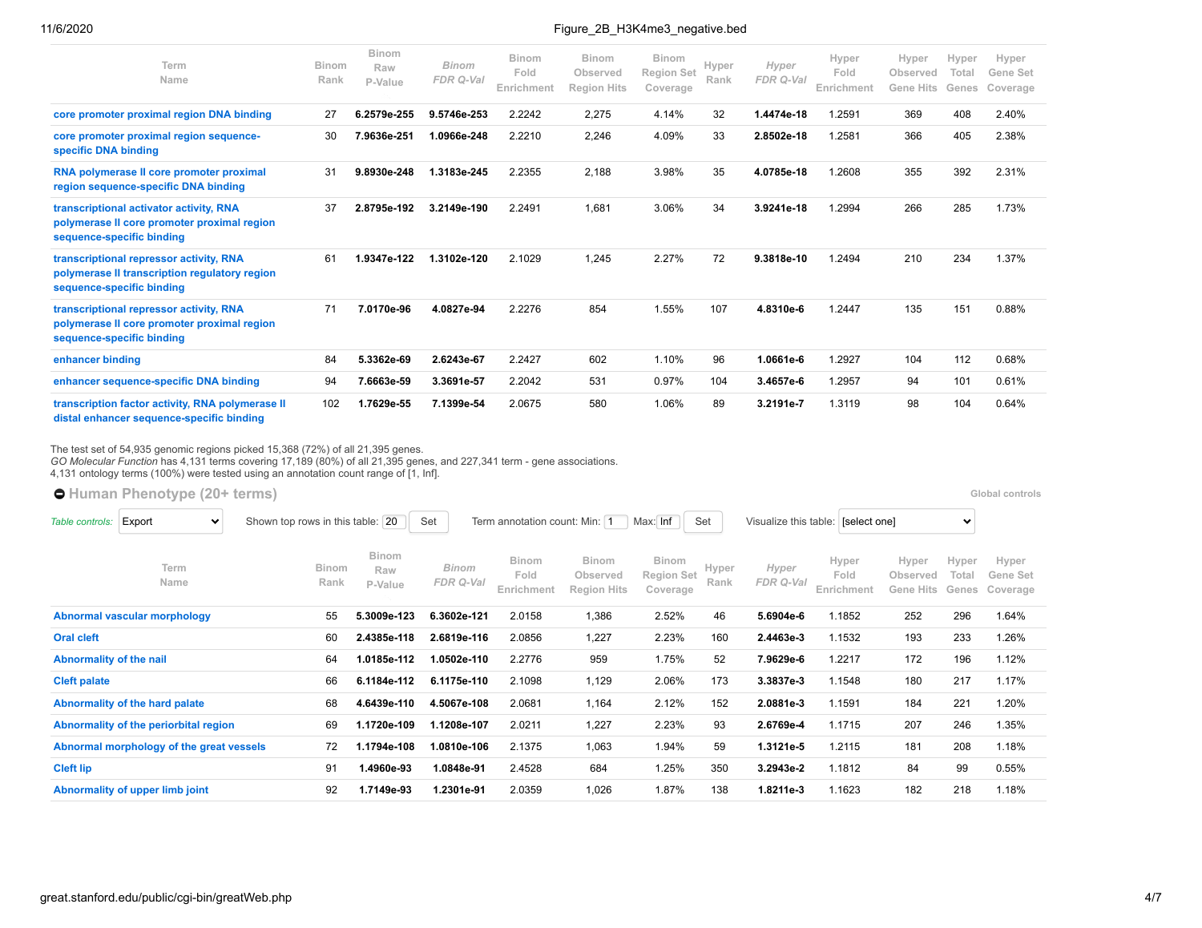| Term Name | Binom Rank | Binom Raw P-Value | Binom FDR Q-Val | Binom Fold Enrichment | Binom Observed Region Hits | Binom Region Set Coverage | Hyper Rank | Hyper FDR Q-Val | Hyper Fold Enrichment | Hyper Observed Gene Hits | Hyper Total Genes | Hyper Gene Set Coverage |
|---|---|---|---|---|---|---|---|---|---|---|---|---|
| core promoter proximal region DNA binding | 27 | **6.2579e-255** | **9.5746e-253** | 2.2242 | 2,275 | 4.14% | 32 | **1.4474e-18** | 1.2591 | 369 | 408 | 2.40% |
| core promoter proximal region sequence-specific DNA binding | 30 | **7.9636e-251** | **1.0966e-248** | 2.2210 | 2,246 | 4.09% | 33 | **2.8502e-18** | 1.2581 | 366 | 405 | 2.38% |
| RNA polymerase II core promoter proximal region sequence-specific DNA binding | 31 | **9.8930e-248** | **1.3183e-245** | 2.2355 | 2,188 | 3.98% | 35 | **4.0785e-18** | 1.2608 | 355 | 392 | 2.31% |
| transcriptional activator activity, RNA polymerase II core promoter proximal region sequence-specific binding | 37 | **2.8795e-192** | **3.2149e-190** | 2.2491 | 1,681 | 3.06% | 34 | **3.9241e-18** | 1.2994 | 266 | 285 | 1.73% |
| transcriptional repressor activity, RNA polymerase II transcription regulatory region sequence-specific binding | 61 | **1.9347e-122** | **1.3102e-120** | 2.1029 | 1,245 | 2.27% | 72 | **9.3818e-10** | 1.2494 | 210 | 234 | 1.37% |
| transcriptional repressor activity, RNA polymerase II core promoter proximal region sequence-specific binding | 71 | **7.0170e-96** | **4.0827e-94** | 2.2276 | 854 | 1.55% | 107 | **4.8310e-6** | 1.2447 | 135 | 151 | 0.88% |
| enhancer binding | 84 | **5.3362e-69** | **2.6243e-67** | 2.2427 | 602 | 1.10% | 96 | **1.0661e-6** | 1.2927 | 104 | 112 | 0.68% |
| enhancer sequence-specific DNA binding | 94 | **7.6663e-59** | **3.3691e-57** | 2.2042 | 531 | 0.97% | 104 | **3.4657e-6** | 1.2957 | 94 | 101 | 0.61% |
| transcription factor activity, RNA polymerase II distal enhancer sequence-specific binding | 102 | **1.7629e-55** | **7.1399e-54** | 2.0675 | 580 | 1.06% | 89 | **3.2191e-7** | 1.3119 | 98 | 104 | 0.64% |

The test set of 54,935 genomic regions picked 15,368 (72%) of all 21,395 genes.
*GO Molecular Function* has 4,131 terms covering 17,189 (80%) of all 21,395 genes, and 227,341 term - gene associations.
4,131 ontology terms (100%) were tested using an annotation count range of [1, Inf].

## Human Phenotype (20+ terms)

Global controls

Table controls: Export | Shown top rows in this table: 20 Set | Term annotation count: Min: 1 Max: Inf Set | Visualize this table: [select one]

| Term Name | Binom Rank | Binom Raw P-Value | Binom FDR Q-Val | Binom Fold Enrichment | Binom Observed Region Hits | Binom Region Set Coverage | Hyper Rank | Hyper FDR Q-Val | Hyper Fold Enrichment | Hyper Observed Gene Hits | Hyper Total Genes | Hyper Gene Set Coverage |
|---|---|---|---|---|---|---|---|---|---|---|---|---|
| Abnormal vascular morphology | 55 | **5.3009e-123** | **6.3602e-121** | 2.0158 | 1,386 | 2.52% | 46 | **5.6904e-6** | 1.1852 | 252 | 296 | 1.64% |
| Oral cleft | 60 | **2.4385e-118** | **2.6819e-116** | 2.0856 | 1,227 | 2.23% | 160 | **2.4463e-3** | 1.1532 | 193 | 233 | 1.26% |
| Abnormality of the nail | 64 | **1.0185e-112** | **1.0502e-110** | 2.2776 | 959 | 1.75% | 52 | **7.9629e-6** | 1.2217 | 172 | 196 | 1.12% |
| Cleft palate | 66 | **6.1184e-112** | **6.1175e-110** | 2.1098 | 1,129 | 2.06% | 173 | **3.3837e-3** | 1.1548 | 180 | 217 | 1.17% |
| Abnormality of the hard palate | 68 | **4.6439e-110** | **4.5067e-108** | 2.0681 | 1,164 | 2.12% | 152 | **2.0881e-3** | 1.1591 | 184 | 221 | 1.20% |
| Abnormality of the periorbital region | 69 | **1.1720e-109** | **1.1208e-107** | 2.0211 | 1,227 | 2.23% | 93 | **2.6769e-4** | 1.1715 | 207 | 246 | 1.35% |
| Abnormal morphology of the great vessels | 72 | **1.1794e-108** | **1.0810e-106** | 2.1375 | 1,063 | 1.94% | 59 | **1.3121e-5** | 1.2115 | 181 | 208 | 1.18% |
| Cleft lip | 91 | **1.4960e-93** | **1.0848e-91** | 2.4528 | 684 | 1.25% | 350 | **3.2943e-2** | 1.1812 | 84 | 99 | 0.55% |
| Abnormality of upper limb joint | 92 | **1.7149e-93** | **1.2301e-91** | 2.0359 | 1,026 | 1.87% | 138 | **1.8211e-3** | 1.1623 | 182 | 218 | 1.18% |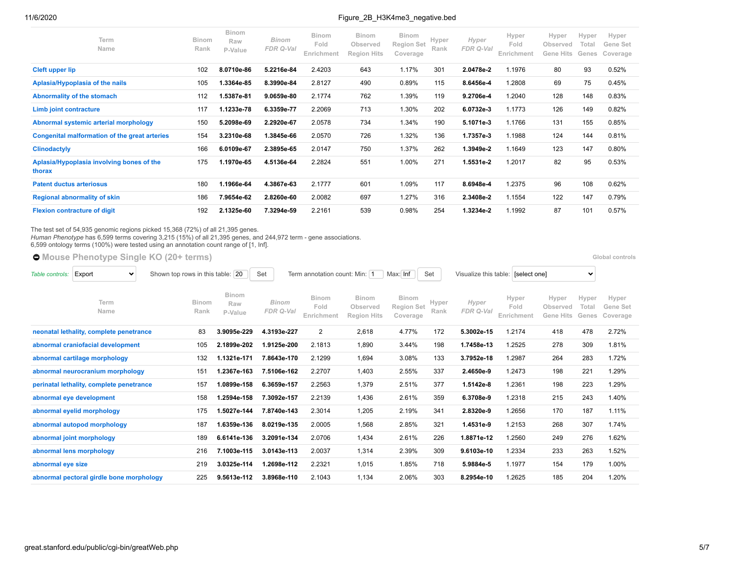| Term Name | Binom Rank | Binom Raw P-Value | *Binom FDR Q-Val* | Binom Fold Enrichment | Binom Observed Region Hits | Binom Region Set Coverage | Hyper Rank | *Hyper FDR Q-Val* | Hyper Fold Enrichment | Hyper Observed Gene Hits | Hyper Total Genes | Hyper Gene Set Coverage |
|---|---|---|---|---|---|---|---|---|---|---|---|---|
| Cleft upper lip | 102 | **8.0710e-86** | **5.2216e-84** | 2.4203 | 643 | 1.17% | 301 | **2.0478e-2** | 1.1976 | 80 | 93 | 0.52% |
| Aplasia/Hypoplasia of the nails | 105 | **1.3364e-85** | **8.3990e-84** | 2.8127 | 490 | 0.89% | 115 | **8.6456e-4** | 1.2808 | 69 | 75 | 0.45% |
| Abnormality of the stomach | 112 | **1.5387e-81** | **9.0659e-80** | 2.1774 | 762 | 1.39% | 119 | **9.2706e-4** | 1.2040 | 128 | 148 | 0.83% |
| Limb joint contracture | 117 | **1.1233e-78** | **6.3359e-77** | 2.2069 | 713 | 1.30% | 202 | **6.0732e-3** | 1.1773 | 126 | 149 | 0.82% |
| Abnormal systemic arterial morphology | 150 | **5.2098e-69** | **2.2920e-67** | 2.0578 | 734 | 1.34% | 190 | **5.1071e-3** | 1.1766 | 131 | 155 | 0.85% |
| Congenital malformation of the great arteries | 154 | **3.2310e-68** | **1.3845e-66** | 2.0570 | 726 | 1.32% | 136 | **1.7357e-3** | 1.1988 | 124 | 144 | 0.81% |
| Clinodactyly | 166 | **6.0109e-67** | **2.3895e-65** | 2.0147 | 750 | 1.37% | 262 | **1.3949e-2** | 1.1649 | 123 | 147 | 0.80% |
| Aplasia/Hypoplasia involving bones of the thorax | 175 | **1.1970e-65** | **4.5136e-64** | 2.2824 | 551 | 1.00% | 271 | **1.5531e-2** | 1.2017 | 82 | 95 | 0.53% |
| Patent ductus arteriosus | 180 | **1.1966e-64** | **4.3867e-63** | 2.1777 | 601 | 1.09% | 117 | **8.6948e-4** | 1.2375 | 96 | 108 | 0.62% |
| Regional abnormality of skin | 186 | **7.9654e-62** | **2.8260e-60** | 2.0082 | 697 | 1.27% | 316 | **2.3408e-2** | 1.1554 | 122 | 147 | 0.79% |
| Flexion contracture of digit | 192 | **2.1325e-60** | **7.3294e-59** | 2.2161 | 539 | 0.98% | 254 | **1.3234e-2** | 1.1992 | 87 | 101 | 0.57% |

The test set of 54,935 genomic regions picked 15,368 (72%) of all 21,395 genes.
*Human Phenotype* has 6,599 terms covering 3,215 (15%) of all 21,395 genes, and 244,972 term - gene associations.
6,599 ontology terms (100%) were tested using an annotation count range of [1, Inf].

## Mouse Phenotype Single KO (20+ terms)

Global controls

*Table controls:* Export | Shown top rows in this table: 20 Set | Term annotation count: Min: 1 Max: Inf Set | Visualize this table: [select one]

| Term Name | Binom Rank | Binom Raw P-Value | *Binom FDR Q-Val* | Binom Fold Enrichment | Binom Observed Region Hits | Binom Region Set Coverage | Hyper Rank | *Hyper FDR Q-Val* | Hyper Fold Enrichment | Hyper Observed Gene Hits | Hyper Total Genes | Hyper Gene Set Coverage |
|---|---|---|---|---|---|---|---|---|---|---|---|---|
| neonatal lethality, complete penetrance | 83 | **3.9095e-229** | **4.3193e-227** | 2 | 2,618 | 4.77% | 172 | **5.3002e-15** | 1.2174 | 418 | 478 | 2.72% |
| abnormal craniofacial development | 105 | **2.1899e-202** | **1.9125e-200** | 2.1813 | 1,890 | 3.44% | 198 | **1.7458e-13** | 1.2525 | 278 | 309 | 1.81% |
| abnormal cartilage morphology | 132 | **1.1321e-171** | **7.8643e-170** | 2.1299 | 1,694 | 3.08% | 133 | **3.7952e-18** | 1.2987 | 264 | 283 | 1.72% |
| abnormal neurocranium morphology | 151 | **1.2367e-163** | **7.5106e-162** | 2.2707 | 1,403 | 2.55% | 337 | **2.4650e-9** | 1.2473 | 198 | 221 | 1.29% |
| perinatal lethality, complete penetrance | 157 | **1.0899e-158** | **6.3659e-157** | 2.2563 | 1,379 | 2.51% | 377 | **1.5142e-8** | 1.2361 | 198 | 223 | 1.29% |
| abnormal eye development | 158 | **1.2594e-158** | **7.3092e-157** | 2.2139 | 1,436 | 2.61% | 359 | **6.3708e-9** | 1.2318 | 215 | 243 | 1.40% |
| abnormal eyelid morphology | 175 | **1.5027e-144** | **7.8740e-143** | 2.3014 | 1,205 | 2.19% | 341 | **2.8320e-9** | 1.2656 | 170 | 187 | 1.11% |
| abnormal autopod morphology | 187 | **1.6359e-136** | **8.0219e-135** | 2.0005 | 1,568 | 2.85% | 321 | **1.4531e-9** | 1.2153 | 268 | 307 | 1.74% |
| abnormal joint morphology | 189 | **6.6141e-136** | **3.2091e-134** | 2.0706 | 1,434 | 2.61% | 226 | **1.8871e-12** | 1.2560 | 249 | 276 | 1.62% |
| abnormal lens morphology | 216 | **7.1003e-115** | **3.0143e-113** | 2.0037 | 1,314 | 2.39% | 309 | **9.6103e-10** | 1.2334 | 233 | 263 | 1.52% |
| abnormal eye size | 219 | **3.0325e-114** | **1.2698e-112** | 2.2321 | 1,015 | 1.85% | 718 | **5.9884e-5** | 1.1977 | 154 | 179 | 1.00% |
| abnormal pectoral girdle bone morphology | 225 | **9.5613e-112** | **3.8968e-110** | 2.1043 | 1,134 | 2.06% | 303 | **8.2954e-10** | 1.2625 | 185 | 204 | 1.20% |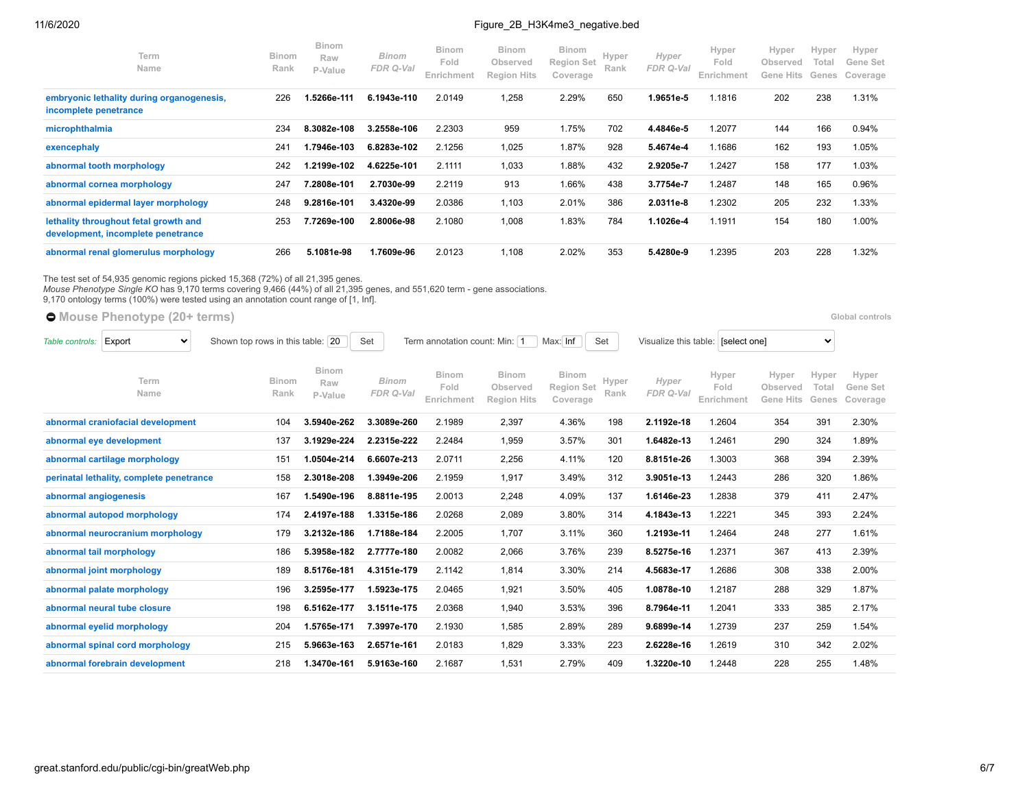| Term Name | Binom Rank | Binom Raw P-Value | Binom FDR Q-Val | Binom Fold Enrichment | Binom Observed Region Hits | Binom Region Set Coverage | Hyper Rank | Hyper FDR Q-Val | Hyper Fold Enrichment | Hyper Observed Gene Hits | Hyper Total Genes | Hyper Gene Set Coverage |
|---|---|---|---|---|---|---|---|---|---|---|---|---|
| embryonic lethality during organogenesis, incomplete penetrance | 226 | **1.5266e-111** | **6.1943e-110** | 2.0149 | 1,258 | 2.29% | 650 | **1.9651e-5** | 1.1816 | 202 | 238 | 1.31% |
| microphthalmia | 234 | **8.3082e-108** | **3.2558e-106** | 2.2303 | 959 | 1.75% | 702 | **4.4846e-5** | 1.2077 | 144 | 166 | 0.94% |
| exencephaly | 241 | **1.7946e-103** | **6.8283e-102** | 2.1256 | 1,025 | 1.87% | 928 | **5.4674e-4** | 1.1686 | 162 | 193 | 1.05% |
| abnormal tooth morphology | 242 | **1.2199e-102** | **4.6225e-101** | 2.1111 | 1,033 | 1.88% | 432 | **2.9205e-7** | 1.2427 | 158 | 177 | 1.03% |
| abnormal cornea morphology | 247 | **7.2808e-101** | **2.7030e-99** | 2.2119 | 913 | 1.66% | 438 | **3.7754e-7** | 1.2487 | 148 | 165 | 0.96% |
| abnormal epidermal layer morphology | 248 | **9.2816e-101** | **3.4320e-99** | 2.0386 | 1,103 | 2.01% | 386 | **2.0311e-8** | 1.2302 | 205 | 232 | 1.33% |
| lethality throughout fetal growth and development, incomplete penetrance | 253 | **7.7269e-100** | **2.8006e-98** | 2.1080 | 1,008 | 1.83% | 784 | **1.1026e-4** | 1.1911 | 154 | 180 | 1.00% |
| abnormal renal glomerulus morphology | 266 | **5.1081e-98** | **1.7609e-96** | 2.0123 | 1,108 | 2.02% | 353 | **5.4280e-9** | 1.2395 | 203 | 228 | 1.32% |

The test set of 54,935 genomic regions picked 15,368 (72%) of all 21,395 genes.
*Mouse Phenotype Single KO* has 9,170 terms covering 9,466 (44%) of all 21,395 genes, and 551,620 term - gene associations.
9,170 ontology terms (100%) were tested using an annotation count range of [1, Inf].

## Mouse Phenotype (20+ terms)

Global controls

*Table controls:* Export | Shown top rows in this table: 20 Set | Term annotation count: Min: 1 Max: Inf Set | Visualize this table: [select one]

| Term Name | Binom Rank | Binom Raw P-Value | Binom FDR Q-Val | Binom Fold Enrichment | Binom Observed Region Hits | Binom Region Set Coverage | Hyper Rank | Hyper FDR Q-Val | Hyper Fold Enrichment | Hyper Observed Gene Hits | Hyper Total Genes | Hyper Gene Set Coverage |
|---|---|---|---|---|---|---|---|---|---|---|---|---|
| abnormal craniofacial development | 104 | **3.5940e-262** | **3.3089e-260** | 2.1989 | 2,397 | 4.36% | 198 | **2.1192e-18** | 1.2604 | 354 | 391 | 2.30% |
| abnormal eye development | 137 | **3.1929e-224** | **2.2315e-222** | 2.2484 | 1,959 | 3.57% | 301 | **1.6482e-13** | 1.2461 | 290 | 324 | 1.89% |
| abnormal cartilage morphology | 151 | **1.0504e-214** | **6.6607e-213** | 2.0711 | 2,256 | 4.11% | 120 | **8.8151e-26** | 1.3003 | 368 | 394 | 2.39% |
| perinatal lethality, complete penetrance | 158 | **2.3018e-208** | **1.3949e-206** | 2.1959 | 1,917 | 3.49% | 312 | **3.9051e-13** | 1.2443 | 286 | 320 | 1.86% |
| abnormal angiogenesis | 167 | **1.5490e-196** | **8.8811e-195** | 2.0013 | 2,248 | 4.09% | 137 | **1.6146e-23** | 1.2838 | 379 | 411 | 2.47% |
| abnormal autopod morphology | 174 | **2.4197e-188** | **1.3315e-186** | 2.0268 | 2,089 | 3.80% | 314 | **4.1843e-13** | 1.2221 | 345 | 393 | 2.24% |
| abnormal neurocranium morphology | 179 | **3.2132e-186** | **1.7188e-184** | 2.2005 | 1,707 | 3.11% | 360 | **1.2193e-11** | 1.2464 | 248 | 277 | 1.61% |
| abnormal tail morphology | 186 | **5.3958e-182** | **2.7777e-180** | 2.0082 | 2,066 | 3.76% | 239 | **8.5275e-16** | 1.2371 | 367 | 413 | 2.39% |
| abnormal joint morphology | 189 | **8.5176e-181** | **4.3151e-179** | 2.1142 | 1,814 | 3.30% | 214 | **4.5683e-17** | 1.2686 | 308 | 338 | 2.00% |
| abnormal palate morphology | 196 | **3.2595e-177** | **1.5923e-175** | 2.0465 | 1,921 | 3.50% | 405 | **1.0878e-10** | 1.2187 | 288 | 329 | 1.87% |
| abnormal neural tube closure | 198 | **6.5162e-177** | **3.1511e-175** | 2.0368 | 1,940 | 3.53% | 396 | **8.7964e-11** | 1.2041 | 333 | 385 | 2.17% |
| abnormal eyelid morphology | 204 | **1.5765e-171** | **7.3997e-170** | 2.1930 | 1,585 | 2.89% | 289 | **9.6899e-14** | 1.2739 | 237 | 259 | 1.54% |
| abnormal spinal cord morphology | 215 | **5.9663e-163** | **2.6571e-161** | 2.0183 | 1,829 | 3.33% | 223 | **2.6228e-16** | 1.2619 | 310 | 342 | 2.02% |
| abnormal forebrain development | 218 | **1.3470e-161** | **5.9163e-160** | 2.1687 | 1,531 | 2.79% | 409 | **1.3220e-10** | 1.2448 | 228 | 255 | 1.48% |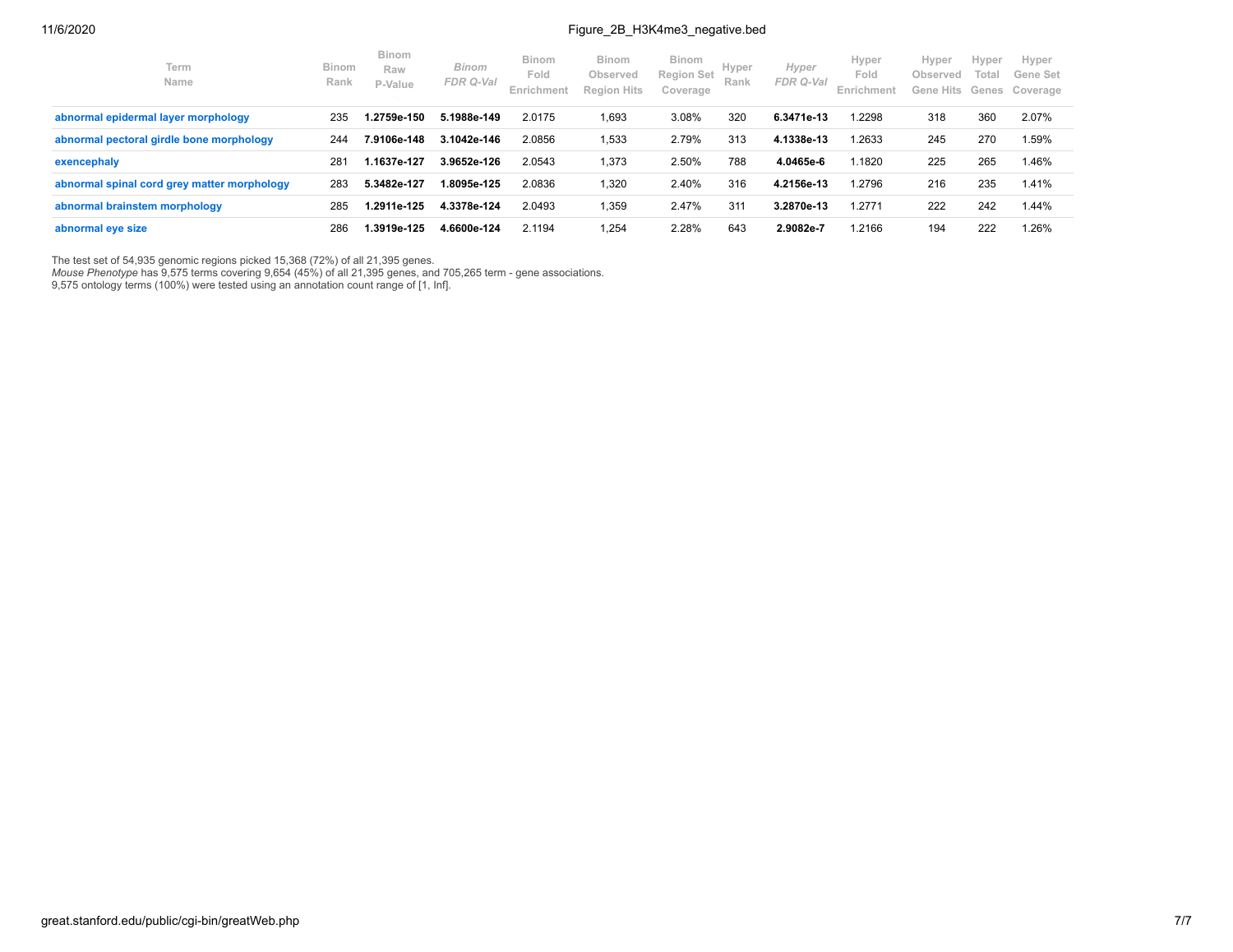| Term Name | Binom Rank | Binom Raw P-Value | *Binom FDR Q-Val* | Binom Fold Enrichment | Binom Observed Region Hits | Binom Region Set Coverage | Hyper Rank | *Hyper FDR Q-Val* | Hyper Fold Enrichment | Hyper Observed Gene Hits | Hyper Total Genes | Hyper Gene Set Coverage |
|---|---|---|---|---|---|---|---|---|---|---|---|---|
| **abnormal epidermal layer morphology** | 235 | **1.2759e-150** | **5.1988e-149** | 2.0175 | 1,693 | 3.08% | 320 | **6.3471e-13** | 1.2298 | 318 | 360 | 2.07% |
| **abnormal pectoral girdle bone morphology** | 244 | **7.9106e-148** | **3.1042e-146** | 2.0856 | 1,533 | 2.79% | 313 | **4.1338e-13** | 1.2633 | 245 | 270 | 1.59% |
| **exencephaly** | 281 | **1.1637e-127** | **3.9652e-126** | 2.0543 | 1,373 | 2.50% | 788 | **4.0465e-6** | 1.1820 | 225 | 265 | 1.46% |
| **abnormal spinal cord grey matter morphology** | 283 | **5.3482e-127** | **1.8095e-125** | 2.0836 | 1,320 | 2.40% | 316 | **4.2156e-13** | 1.2796 | 216 | 235 | 1.41% |
| **abnormal brainstem morphology** | 285 | **1.2911e-125** | **4.3378e-124** | 2.0493 | 1,359 | 2.47% | 311 | **3.2870e-13** | 1.2771 | 222 | 242 | 1.44% |
| **abnormal eye size** | 286 | **1.3919e-125** | **4.6600e-124** | 2.1194 | 1,254 | 2.28% | 643 | **2.9082e-7** | 1.2166 | 194 | 222 | 1.26% |

The test set of 54,935 genomic regions picked 15,368 (72%) of all 21,395 genes.
*Mouse Phenotype* has 9,575 terms covering 9,654 (45%) of all 21,395 genes, and 705,265 term - gene associations.
9,575 ontology terms (100%) were tested using an annotation count range of [1, Inf].